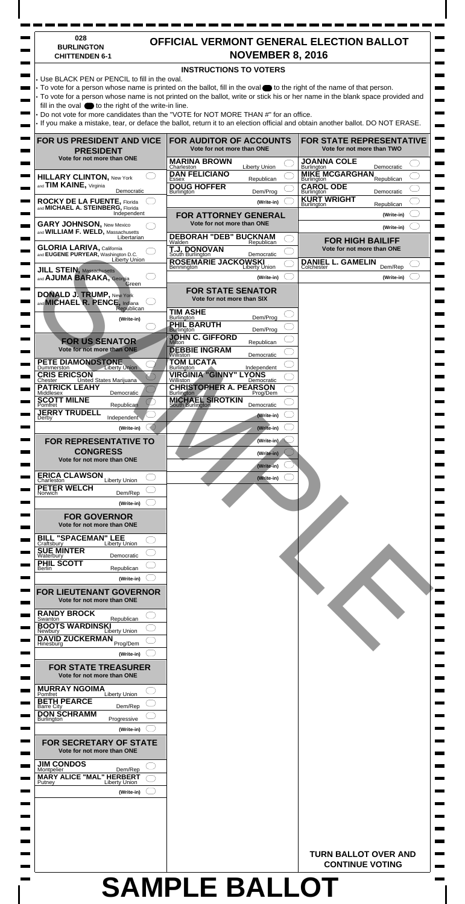028
BURLINGTON
CHITTENDEN 6-1

# OFFICIAL VERMONT GENERAL ELECTION BALLOT
## NOVEMBER 8, 2016

### INSTRUCTIONS TO VOTERS

- Use BLACK PEN or PENCIL to fill in the oval.
- To vote for a person whose name is printed on the ballot, fill in the oval to the right of the name of that person.
- To vote for a person whose name is not printed on the ballot, write or stick his or her name in the blank space provided and fill in the oval to the right of the write-in line.
- Do not vote for more candidates than the "VOTE for NOT MORE THAN #" for an office.
- If you make a mistake, tear, or deface the ballot, return it to an election official and obtain another ballot. DO NOT ERASE.

### FOR US PRESIDENT AND VICE PRESIDENT
Vote for not more than ONE

- HILLARY CLINTON, New York and TIM KAINE, Virginia — Democratic
- ROCKY DE LA FUENTE, Florida and MICHAEL A. STEINBERG, Florida — Independent
- GARY JOHNSON, New Mexico and WILLIAM F. WELD, Massachusetts — Libertarian
- GLORIA LARIVA, California and EUGENE PURYEAR, Washington D.C. — Liberty Union
- JILL STEIN, Massachusetts and AJUMA BARAKA, Georgia — Green
- DONALD J. TRUMP, New York and MICHAEL R. PENCE, Indiana — Republican
- (Write-in)

### FOR US SENATOR
Vote for not more than ONE

- PETE DIAMONDSTONE, Dummerston — Liberty Union
- CRIS ERICSON, Chester — United States Marijuana
- PATRICK LEAHY, Middlesex — Democratic
- SCOTT MILNE, Pomfret — Republican
- JERRY TRUDELL, Derby — Independent
- (Write-in)

### FOR REPRESENTATIVE TO CONGRESS
Vote for not more than ONE

- ERICA CLAWSON, Charleston — Liberty Union
- PETER WELCH, Norwich — Dem/Rep
- (Write-in)

### FOR GOVERNOR
Vote for not more than ONE

- BILL "SPACEMAN" LEE, Craftsbury — Liberty Union
- SUE MINTER, Waterbury — Democratic
- PHIL SCOTT, Berlin — Republican
- (Write-in)

### FOR LIEUTENANT GOVERNOR
Vote for not more than ONE

- RANDY BROCK, Swanton — Republican
- BOOTS WARDINSKI, Newbury — Liberty Union
- DAVID ZUCKERMAN, Hinesburg — Prog/Dem
- (Write-in)

### FOR STATE TREASURER
Vote for not more than ONE

- MURRAY NGOIMA, Pomfret — Liberty Union
- BETH PEARCE, Barre City — Dem/Rep
- DON SCHRAMM, Burlington — Progressive
- (Write-in)

### FOR SECRETARY OF STATE
Vote for not more than ONE

- JIM CONDOS, Montpelier — Dem/Rep
- MARY ALICE "MAL" HERBERT, Putney — Liberty Union
- (Write-in)

### FOR AUDITOR OF ACCOUNTS
Vote for not more than ONE

- MARINA BROWN, Charleston — Liberty Union
- DAN FELICIANO, Essex — Republican
- DOUG HOFFER, Burlington — Dem/Prog
- (Write-in)

### FOR ATTORNEY GENERAL
Vote for not more than ONE

- DEBORAH "DEB" BUCKNAM, Walden — Republican
- T.J. DONOVAN, South Burlington — Democratic
- ROSEMARIE JACKOWSKI, Bennington — Liberty Union
- (Write-in)

### FOR STATE SENATOR
Vote for not more than SIX

- TIM ASHE, Burlington — Dem/Prog
- PHIL BARUTH, Burlington — Dem/Prog
- JOHN C. GIFFORD, Milton — Republican
- DEBBIE INGRAM, Williston — Democratic
- TOM LICATA, Burlington — Independent
- VIRGINIA "GINNY" LYONS, Williston — Democratic
- CHRISTOPHER A. PEARSON, Burlington — Prog/Dem
- MICHAEL SIROTKIN, South Burlington — Democratic
- (Write-in)
- (Write-in)
- (Write-in)
- (Write-in)
- (Write-in)
- (Write-in)

### FOR STATE REPRESENTATIVE
Vote for not more than TWO

- JOANNA COLE, Burlington — Democratic
- MIKE MCGARGHAN, Burlington — Republican
- CAROL ODE, Burlington — Democratic
- KURT WRIGHT, Burlington — Republican
- (Write-in)
- (Write-in)

### FOR HIGH BAILIFF
Vote for not more than ONE

- DANIEL L. GAMELIN, Colchester — Dem/Rep
- (Write-in)

**TURN BALLOT OVER AND CONTINUE VOTING**

# SAMPLE BALLOT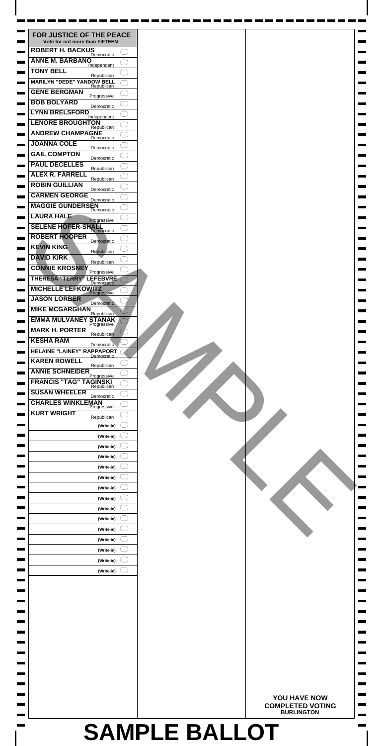## FOR JUSTICE OF THE PEACE

Vote for not more than FIFTEEN

| | |
|---|---|
| ROBERT H. BACKUS | Democratic |
| ANNE M. BARBANO | Independent |
| TONY BELL | Republican |
| MARILYN "DEDE" YANDOW BELL | Republican |
| GENE BERGMAN | Progressive |
| BOB BOLYARD | Democratic |
| LYNN BRELSFORD | Independent |
| LENORE BROUGHTON | Republican |
| ANDREW CHAMPAGNE | Democratic |
| JOANNA COLE | Democratic |
| GAIL COMPTON | Democratic |
| PAUL DECELLES | Republican |
| ALEX R. FARRELL | Republican |
| ROBIN GUILLIAN | Democratic |
| CARMEN GEORGE | Democratic |
| MAGGIE GUNDERSEN | Democratic |
| LAURA HALE | Progressive |
| SELENE HOFER-SHALL | Democratic |
| ROBERT HOOPER | Democratic |
| KEVIN KING | Republican |
| DAVID KIRK | Republican |
| CONNIE KROSNEY | Progressive |
| THERESA "TERRY" LEFEBVRE | Democratic |
| MICHELLE LEFKOWITZ | Progressive |
| JASON LORBER | Democratic |
| MIKE MCGARGHAN | Republican |
| EMMA MULVANEY STANAK | Progressive |
| MARK H. PORTER | Republican |
| KESHA RAM | Democratic |
| HELAINE "LAINEY" RAPPAPORT | Democratic |
| KAREN ROWELL | Republican |
| ANNIE SCHNEIDER | Progressive |
| FRANCIS "TAG" TAGINSKI | Republican |
| SUSAN WHEELER | Democratic |
| CHARLES WINKLEMAN | Progressive |
| KURT WRIGHT | Republican |
| | (Write-in) |
| | (Write-in) |
| | (Write-in) |
| | (Write-in) |
| | (Write-in) |
| | (Write-in) |
| | (Write-in) |
| | (Write-in) |
| | (Write-in) |
| | (Write-in) |
| | (Write-in) |
| | (Write-in) |
| | (Write-in) |
| | (Write-in) |
| | (Write-in) |

YOU HAVE NOW COMPLETED VOTING

BURLINGTON

# SAMPLE BALLOT